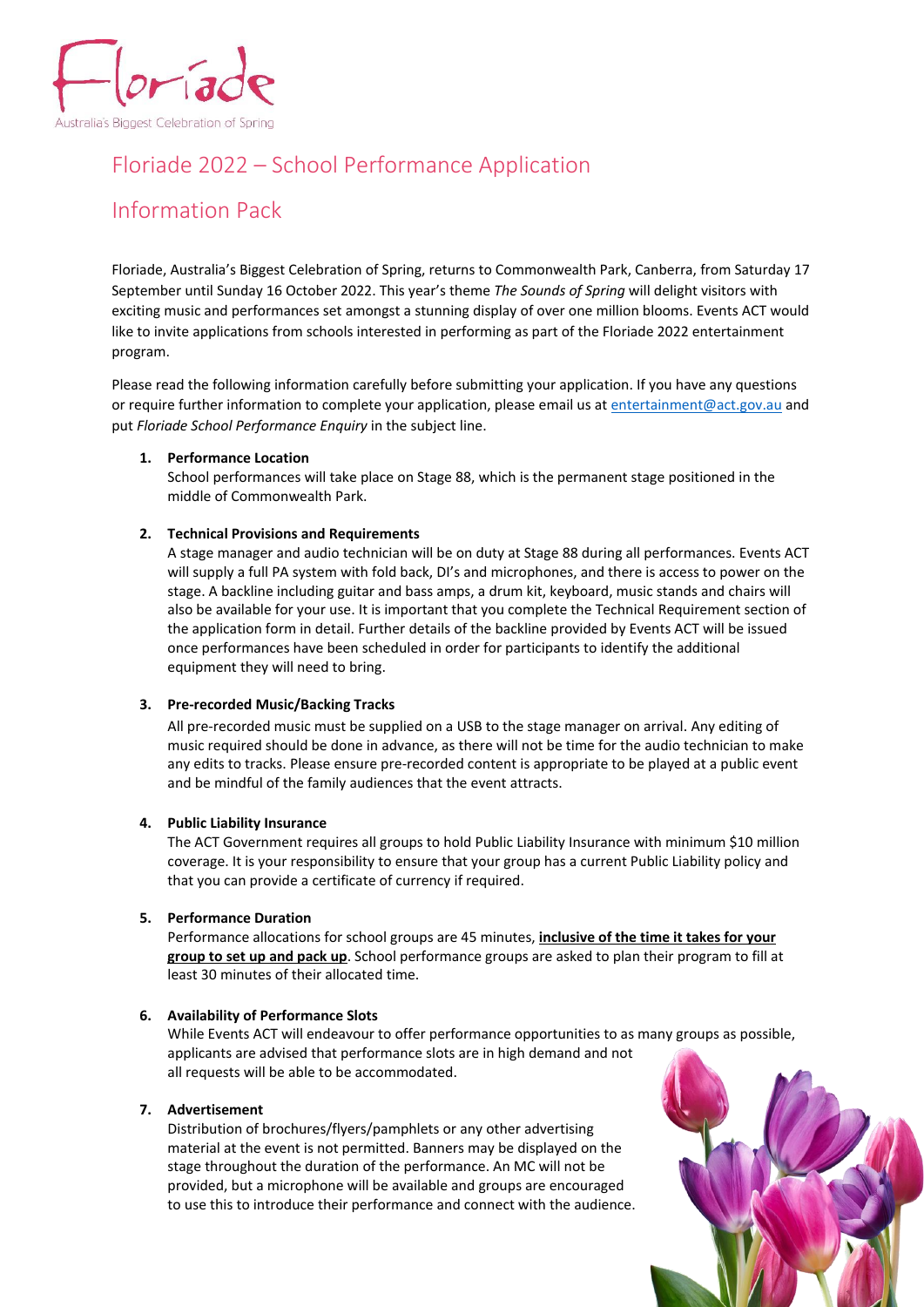Floriade

Australia's Biggest Celebration of Spring

# Floriade 2022 – School Performance Application Information Pack

Floriade, Australia's Biggest Celebration of Spring, returns to Commonwealth Park, Canberra, from Saturday 17 September until Sunday 16 October 2022. This year's theme *The Sounds of Spring* will delight visitors with exciting music and performances set amongst a stunning display of over one million blooms. Events ACT would like to invite applications from schools interested in performing as part of the Floriade 2022 entertainment program.

Please read the following information carefully before submitting your application. If you have any questions or require further information to complete your application, please email us at entertainment@act.gov.au and put *Floriade School Performance Enquiry* in the subject line.

1. **Performance Location**
   School performances will take place on Stage 88, which is the permanent stage positioned in the middle of Commonwealth Park.

2. **Technical Provisions and Requirements**
   A stage manager and audio technician will be on duty at Stage 88 during all performances. Events ACT will supply a full PA system with fold back, DI's and microphones, and there is access to power on the stage. A backline including guitar and bass amps, a drum kit, keyboard, music stands and chairs will also be available for your use. It is important that you complete the Technical Requirement section of the application form in detail. Further details of the backline provided by Events ACT will be issued once performances have been scheduled in order for participants to identify the additional equipment they will need to bring.

3. **Pre-recorded Music/Backing Tracks**
   All pre-recorded music must be supplied on a USB to the stage manager on arrival. Any editing of music required should be done in advance, as there will not be time for the audio technician to make any edits to tracks. Please ensure pre-recorded content is appropriate to be played at a public event and be mindful of the family audiences that the event attracts.

4. **Public Liability Insurance**
   The ACT Government requires all groups to hold Public Liability Insurance with minimum $10 million coverage. It is your responsibility to ensure that your group has a current Public Liability policy and that you can provide a certificate of currency if required.

5. **Performance Duration**
   Performance allocations for school groups are 45 minutes, **inclusive of the time it takes for your group to set up and pack up**. School performance groups are asked to plan their program to fill at least 30 minutes of their allocated time.

6. **Availability of Performance Slots**
   While Events ACT will endeavour to offer performance opportunities to as many groups as possible, applicants are advised that performance slots are in high demand and not all requests will be able to be accommodated.

7. **Advertisement**
   Distribution of brochures/flyers/pamphlets or any other advertising material at the event is not permitted. Banners may be displayed on the stage throughout the duration of the performance. An MC will not be provided, but a microphone will be available and groups are encouraged to use this to introduce their performance and connect with the audience.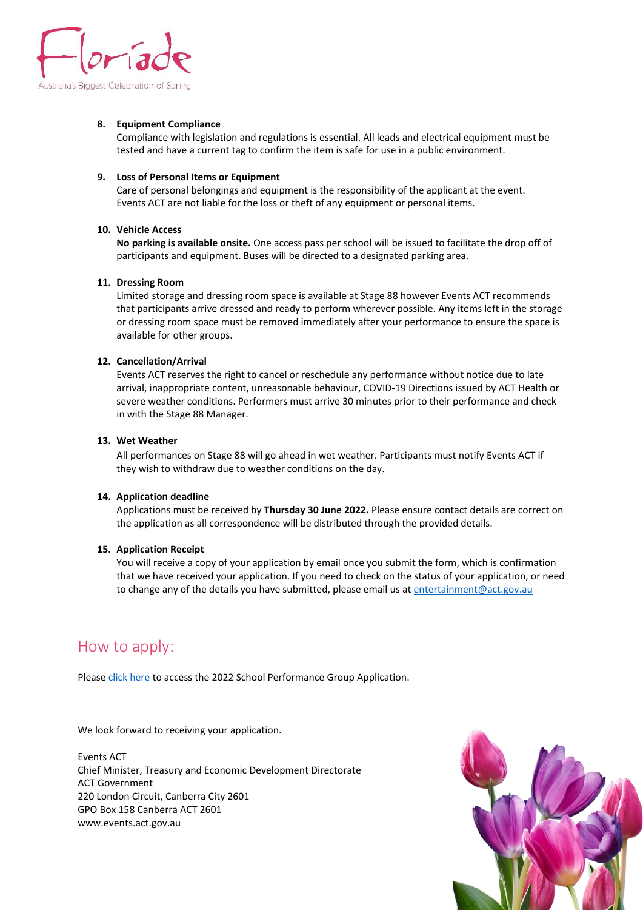8. **Equipment Compliance**
   Compliance with legislation and regulations is essential. All leads and electrical equipment must be tested and have a current tag to confirm the item is safe for use in a public environment.

9. **Loss of Personal Items or Equipment**
   Care of personal belongings and equipment is the responsibility of the applicant at the event. Events ACT are not liable for the loss or theft of any equipment or personal items.

10. **Vehicle Access**
    **No parking is available onsite.** One access pass per school will be issued to facilitate the drop off of participants and equipment. Buses will be directed to a designated parking area.

11. **Dressing Room**
    Limited storage and dressing room space is available at Stage 88 however Events ACT recommends that participants arrive dressed and ready to perform wherever possible. Any items left in the storage or dressing room space must be removed immediately after your performance to ensure the space is available for other groups.

12. **Cancellation/Arrival**
    Events ACT reserves the right to cancel or reschedule any performance without notice due to late arrival, inappropriate content, unreasonable behaviour, COVID-19 Directions issued by ACT Health or severe weather conditions. Performers must arrive 30 minutes prior to their performance and check in with the Stage 88 Manager.

13. **Wet Weather**
    All performances on Stage 88 will go ahead in wet weather. Participants must notify Events ACT if they wish to withdraw due to weather conditions on the day.

14. **Application deadline**
    Applications must be received by **Thursday 30 June 2022.** Please ensure contact details are correct on the application as all correspondence will be distributed through the provided details.

15. **Application Receipt**
    You will receive a copy of your application by email once you submit the form, which is confirmation that we have received your application. If you need to check on the status of your application, or need to change any of the details you have submitted, please email us at entertainment@act.gov.au

## How to apply:

Please click here to access the 2022 School Performance Group Application.

We look forward to receiving your application.

Events ACT
Chief Minister, Treasury and Economic Development Directorate
ACT Government
220 London Circuit, Canberra City 2601
GPO Box 158 Canberra ACT 2601
www.events.act.gov.au